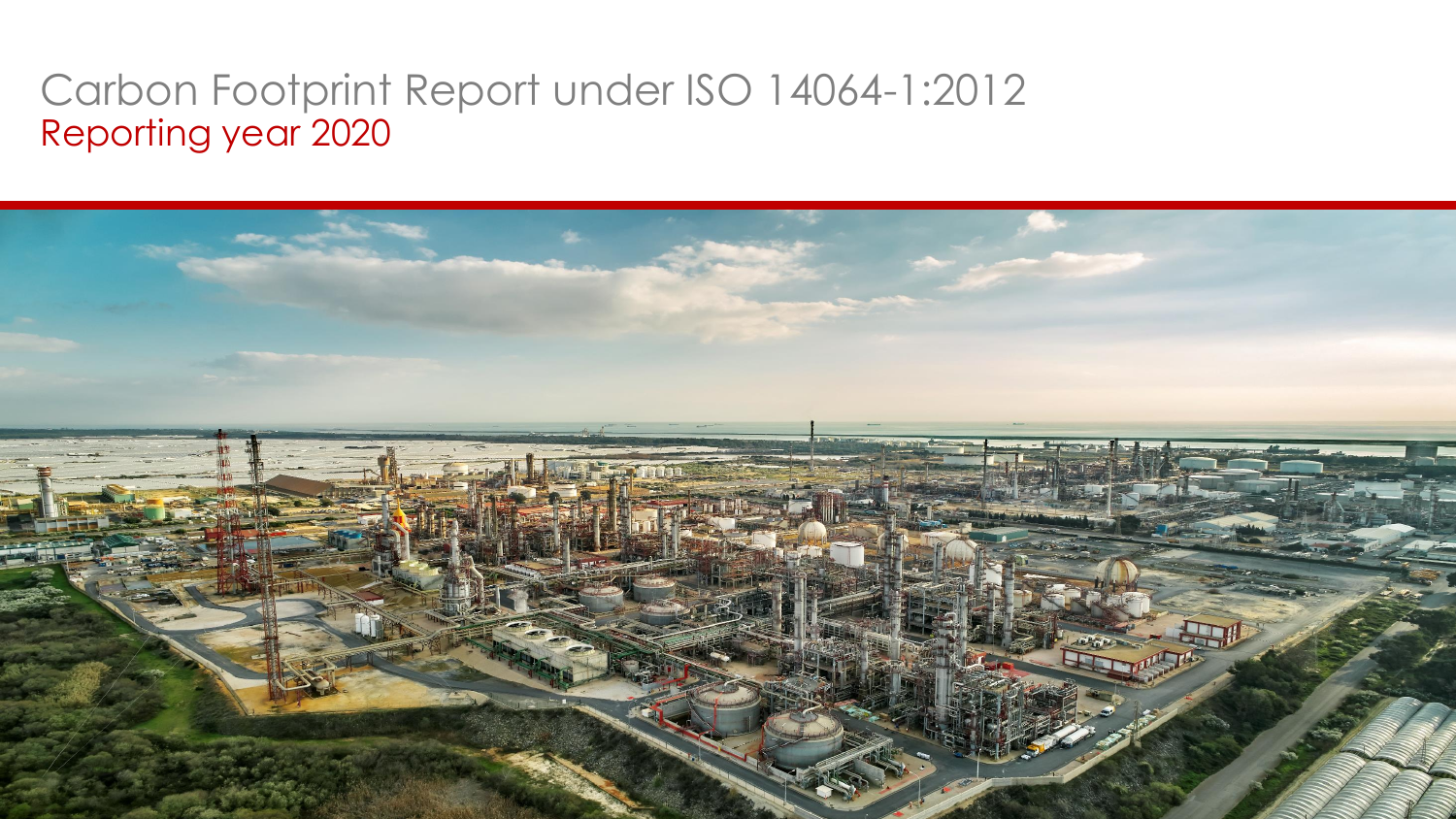# Carbon Footprint Report under ISO 14064-1:2012

## Reporting year 2020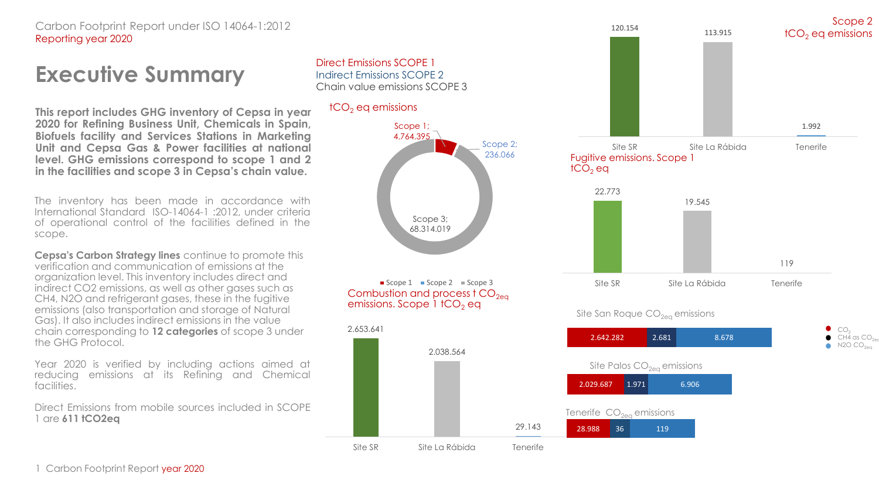Carbon Footprint Report under ISO 14064-1:2012
Reporting year 2020

# Executive Summary

**This report includes GHG inventory of Cepsa in year 2020 for Refining Business Unit, Chemicals in Spain, Biofuels facility and Services Stations in Marketing Unit and Cepsa Gas & Power facilities at national level. GHG emissions correspond to scope 1 and 2 in the facilities and scope 3 in Cepsa's chain value.**

The inventory has been made in accordance with International Standard ISO-14064-1 :2012, under criteria of operational control of the facilities defined in the scope.

**Cepsa's Carbon Strategy lines** continue to promote this verification and communication of emissions at the organization level. This inventory includes direct and indirect CO2 emissions, as well as other gases such as CH4, N2O and refrigerant gases, these in the fugitive emissions (also transportation and storage of Natural Gas). It also includes indirect emissions in the value chain corresponding to **12 categories** of scope 3 under the GHG Protocol.

Year 2020 is verified by including actions aimed at reducing emissions at its Refining and Chemical facilities.

Direct Emissions from mobile sources included in SCOPE 1 are **611 tCO2eq**

Direct Emissions SCOPE 1
Indirect Emissions SCOPE 2
Chain value emissions SCOPE 3

$tCO_2$ eq emissions

Scope 1; 4.764.395
Scope 2; 236.066
Scope 3; 68.314.019

Scope 1 · Scope 2 · Scope 3

Combustion and process t $CO_{2eq}$ emissions. Scope 1 $tCO_2$ eq

2.653.641
2.038.564
29.143

Site SR · Site La Rábida · Tenerife

Scope 2 $tCO_2$ eq emissions

120.154
113.915
1.992

Site SR · Site La Rábida · Tenerife

Fugitive emissions. Scope 1 $tCO_2$ eq

22.773
19.545
119

Site SR · Site La Rábida · Tenerife

Site San Roque $CO_{2eq}$ emissions

2.642.282 · 2.681 · 8.678

Site Palos $CO_{2eq}$ emissions

2.029.687 · 1.971 · 6.906

Tenerife $CO_{2eq}$ emissions

28.988 · 36 · 119

$CO_2$
CH4 as $CO_{2eq}$
N2O $CO_{2eq}$